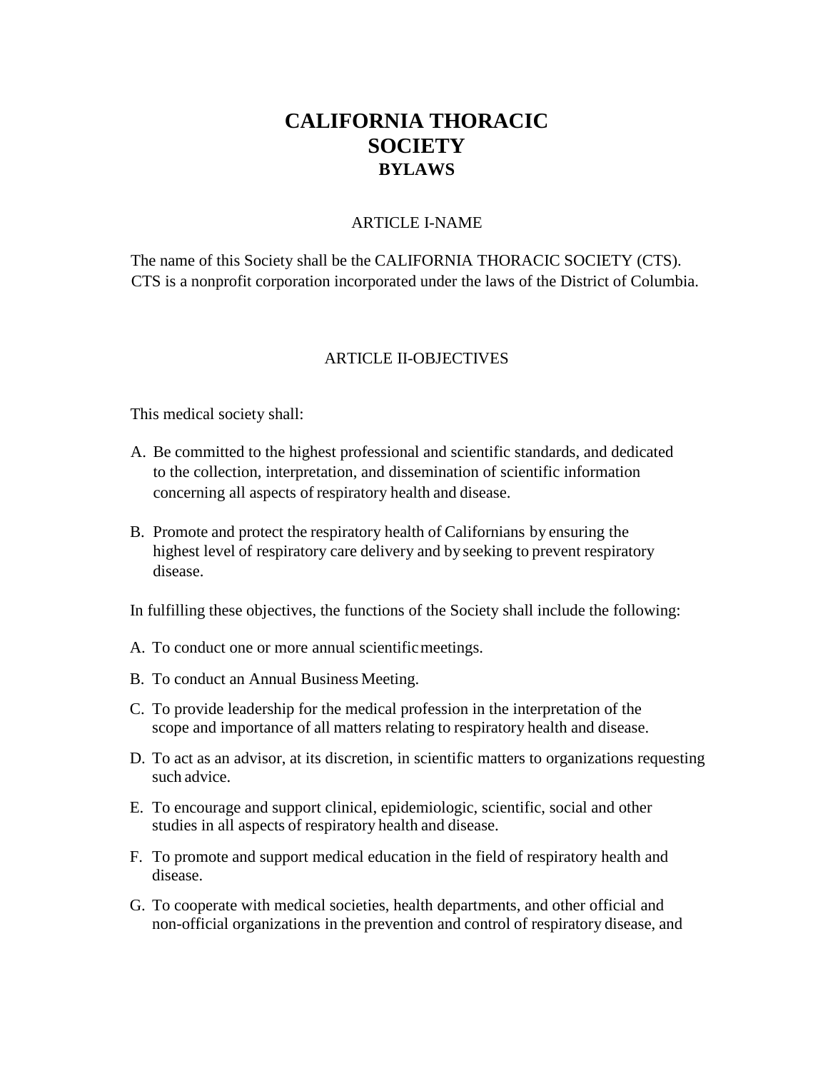# CALIFORNIA THORACIC SOCIETY
## BYLAWS

### ARTICLE I-NAME

The name of this Society shall be the CALIFORNIA THORACIC SOCIETY (CTS). CTS is a nonprofit corporation incorporated under the laws of the District of Columbia.

### ARTICLE II-OBJECTIVES

This medical society shall:

A. Be committed to the highest professional and scientific standards, and dedicated to the collection, interpretation, and dissemination of scientific information concerning all aspects of respiratory health and disease.

B. Promote and protect the respiratory health of Californians by ensuring the highest level of respiratory care delivery and by seeking to prevent respiratory disease.

In fulfilling these objectives, the functions of the Society shall include the following:

A. To conduct one or more annual scientific meetings.

B. To conduct an Annual Business Meeting.

C. To provide leadership for the medical profession in the interpretation of the scope and importance of all matters relating to respiratory health and disease.

D. To act as an advisor, at its discretion, in scientific matters to organizations requesting such advice.

E. To encourage and support clinical, epidemiologic, scientific, social and other studies in all aspects of respiratory health and disease.

F. To promote and support medical education in the field of respiratory health and disease.

G. To cooperate with medical societies, health departments, and other official and non-official organizations in the prevention and control of respiratory disease, and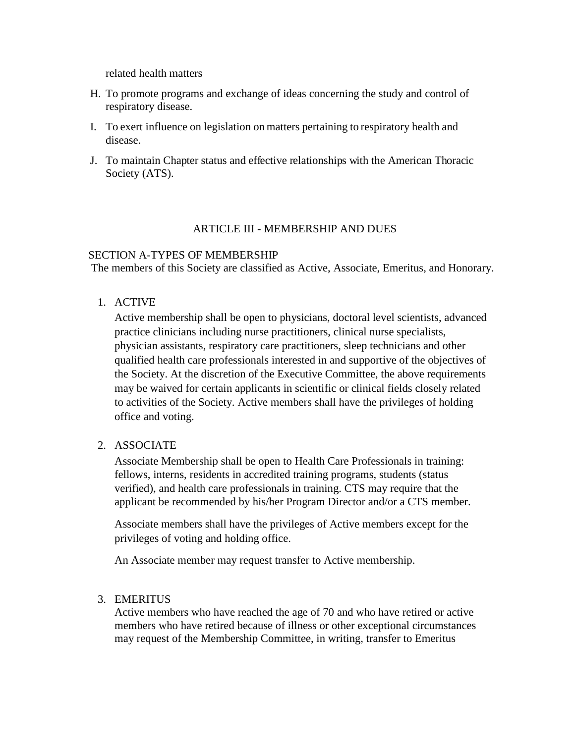related health matters

H. To promote programs and exchange of ideas concerning the study and control of respiratory disease.

I. To exert influence on legislation on matters pertaining to respiratory health and disease.

J. To maintain Chapter status and effective relationships with the American Thoracic Society (ATS).

## ARTICLE III - MEMBERSHIP AND DUES

### SECTION A-TYPES OF MEMBERSHIP

The members of this Society are classified as Active, Associate, Emeritus, and Honorary.

1. ACTIVE

   Active membership shall be open to physicians, doctoral level scientists, advanced practice clinicians including nurse practitioners, clinical nurse specialists, physician assistants, respiratory care practitioners, sleep technicians and other qualified health care professionals interested in and supportive of the objectives of the Society. At the discretion of the Executive Committee, the above requirements may be waived for certain applicants in scientific or clinical fields closely related to activities of the Society. Active members shall have the privileges of holding office and voting.

2. ASSOCIATE

   Associate Membership shall be open to Health Care Professionals in training: fellows, interns, residents in accredited training programs, students (status verified), and health care professionals in training. CTS may require that the applicant be recommended by his/her Program Director and/or a CTS member.

   Associate members shall have the privileges of Active members except for the privileges of voting and holding office.

   An Associate member may request transfer to Active membership.

3. EMERITUS

   Active members who have reached the age of 70 and who have retired or active members who have retired because of illness or other exceptional circumstances may request of the Membership Committee, in writing, transfer to Emeritus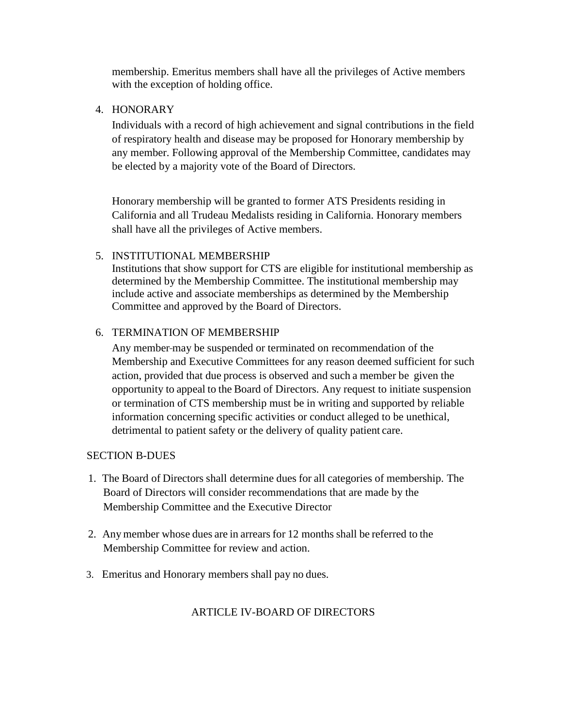membership. Emeritus members shall have all the privileges of Active members with the exception of holding office.

4. HONORARY

   Individuals with a record of high achievement and signal contributions in the field of respiratory health and disease may be proposed for Honorary membership by any member. Following approval of the Membership Committee, candidates may be elected by a majority vote of the Board of Directors.

   Honorary membership will be granted to former ATS Presidents residing in California and all Trudeau Medalists residing in California. Honorary members shall have all the privileges of Active members.

5. INSTITUTIONAL MEMBERSHIP

   Institutions that show support for CTS are eligible for institutional membership as determined by the Membership Committee. The institutional membership may include active and associate memberships as determined by the Membership Committee and approved by the Board of Directors.

6. TERMINATION OF MEMBERSHIP

   Any member may be suspended or terminated on recommendation of the Membership and Executive Committees for any reason deemed sufficient for such action, provided that due process is observed and such a member be given the opportunity to appeal to the Board of Directors. Any request to initiate suspension or termination of CTS membership must be in writing and supported by reliable information concerning specific activities or conduct alleged to be unethical, detrimental to patient safety or the delivery of quality patient care.

SECTION B-DUES

1. The Board of Directors shall determine dues for all categories of membership. The Board of Directors will consider recommendations that are made by the Membership Committee and the Executive Director

2. Any member whose dues are in arrears for 12 months shall be referred to the Membership Committee for review and action.

3. Emeritus and Honorary members shall pay no dues.

## ARTICLE IV-BOARD OF DIRECTORS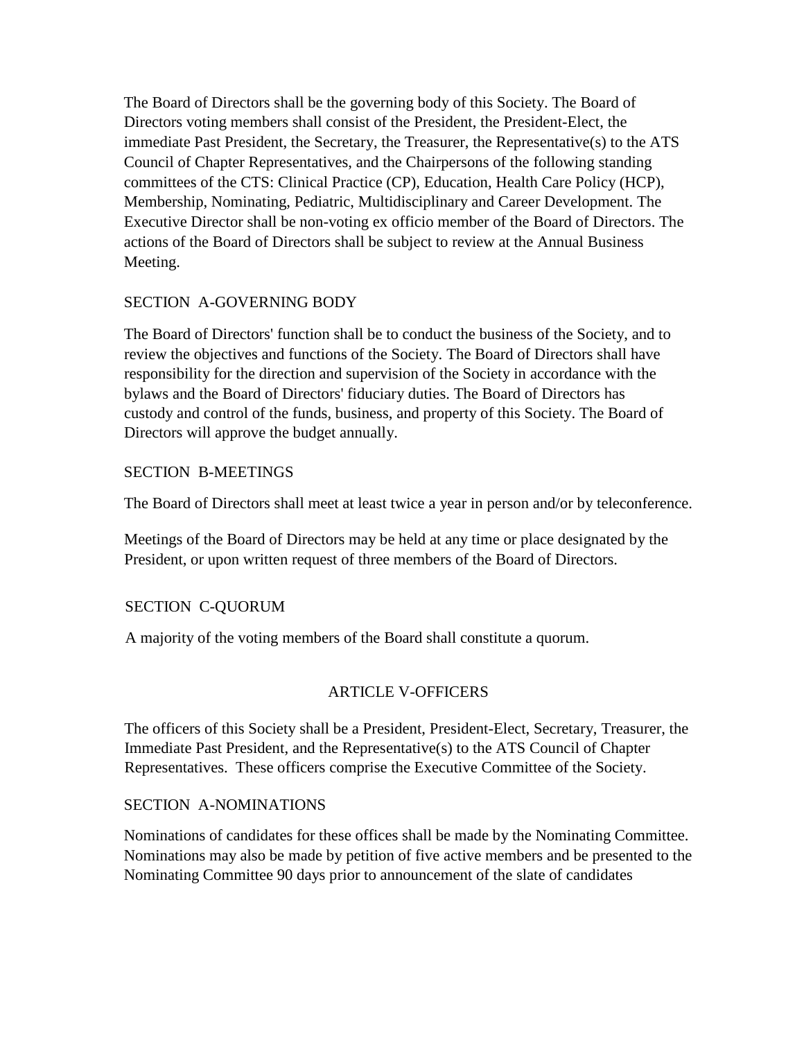The Board of Directors shall be the governing body of this Society. The Board of Directors voting members shall consist of the President, the President-Elect, the immediate Past President, the Secretary, the Treasurer, the Representative(s) to the ATS Council of Chapter Representatives, and the Chairpersons of the following standing committees of the CTS: Clinical Practice (CP), Education, Health Care Policy (HCP), Membership, Nominating, Pediatric, Multidisciplinary and Career Development. The Executive Director shall be non-voting ex officio member of the Board of Directors. The actions of the Board of Directors shall be subject to review at the Annual Business Meeting.

### SECTION A-GOVERNING BODY

The Board of Directors' function shall be to conduct the business of the Society, and to review the objectives and functions of the Society. The Board of Directors shall have responsibility for the direction and supervision of the Society in accordance with the bylaws and the Board of Directors' fiduciary duties. The Board of Directors has custody and control of the funds, business, and property of this Society. The Board of Directors will approve the budget annually.

### SECTION B-MEETINGS

The Board of Directors shall meet at least twice a year in person and/or by teleconference.

Meetings of the Board of Directors may be held at any time or place designated by the President, or upon written request of three members of the Board of Directors.

### SECTION C-QUORUM

A majority of the voting members of the Board shall constitute a quorum.

## ARTICLE V-OFFICERS

The officers of this Society shall be a President, President-Elect, Secretary, Treasurer, the Immediate Past President, and the Representative(s) to the ATS Council of Chapter Representatives. These officers comprise the Executive Committee of the Society.

### SECTION A-NOMINATIONS

Nominations of candidates for these offices shall be made by the Nominating Committee. Nominations may also be made by petition of five active members and be presented to the Nominating Committee 90 days prior to announcement of the slate of candidates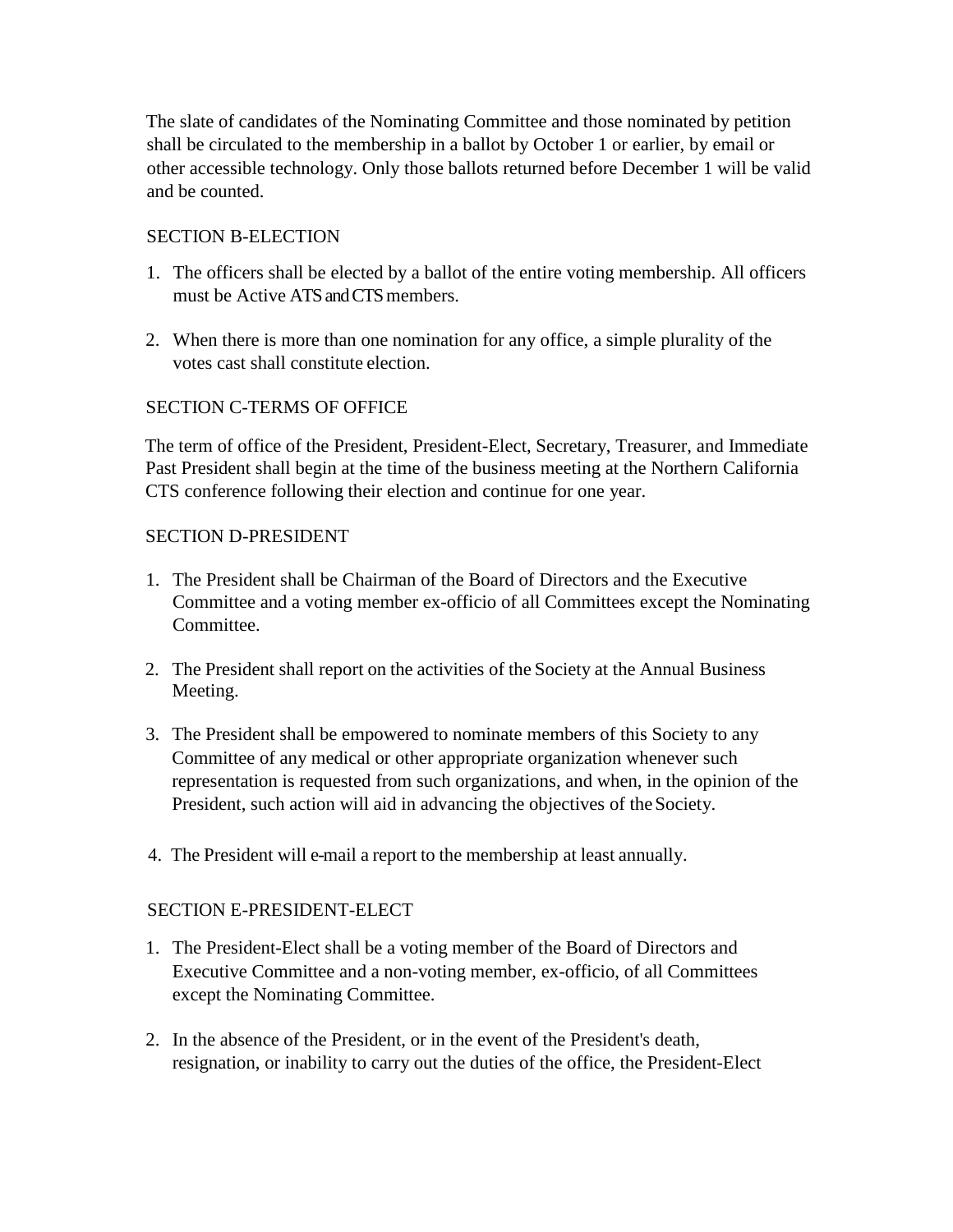The slate of candidates of the Nominating Committee and those nominated by petition shall be circulated to the membership in a ballot by October 1 or earlier, by email or other accessible technology. Only those ballots returned before December 1 will be valid and be counted.

SECTION B-ELECTION

1. The officers shall be elected by a ballot of the entire voting membership. All officers must be Active ATS and CTS members.

2. When there is more than one nomination for any office, a simple plurality of the votes cast shall constitute election.

SECTION C-TERMS OF OFFICE

The term of office of the President, President-Elect, Secretary, Treasurer, and Immediate Past President shall begin at the time of the business meeting at the Northern California CTS conference following their election and continue for one year.

SECTION D-PRESIDENT

1. The President shall be Chairman of the Board of Directors and the Executive Committee and a voting member ex-officio of all Committees except the Nominating Committee.

2. The President shall report on the activities of the Society at the Annual Business Meeting.

3. The President shall be empowered to nominate members of this Society to any Committee of any medical or other appropriate organization whenever such representation is requested from such organizations, and when, in the opinion of the President, such action will aid in advancing the objectives of the Society.

4. The President will e-mail a report to the membership at least annually.

SECTION E-PRESIDENT-ELECT

1. The President-Elect shall be a voting member of the Board of Directors and Executive Committee and a non-voting member, ex-officio, of all Committees except the Nominating Committee.

2. In the absence of the President, or in the event of the President's death, resignation, or inability to carry out the duties of the office, the President-Elect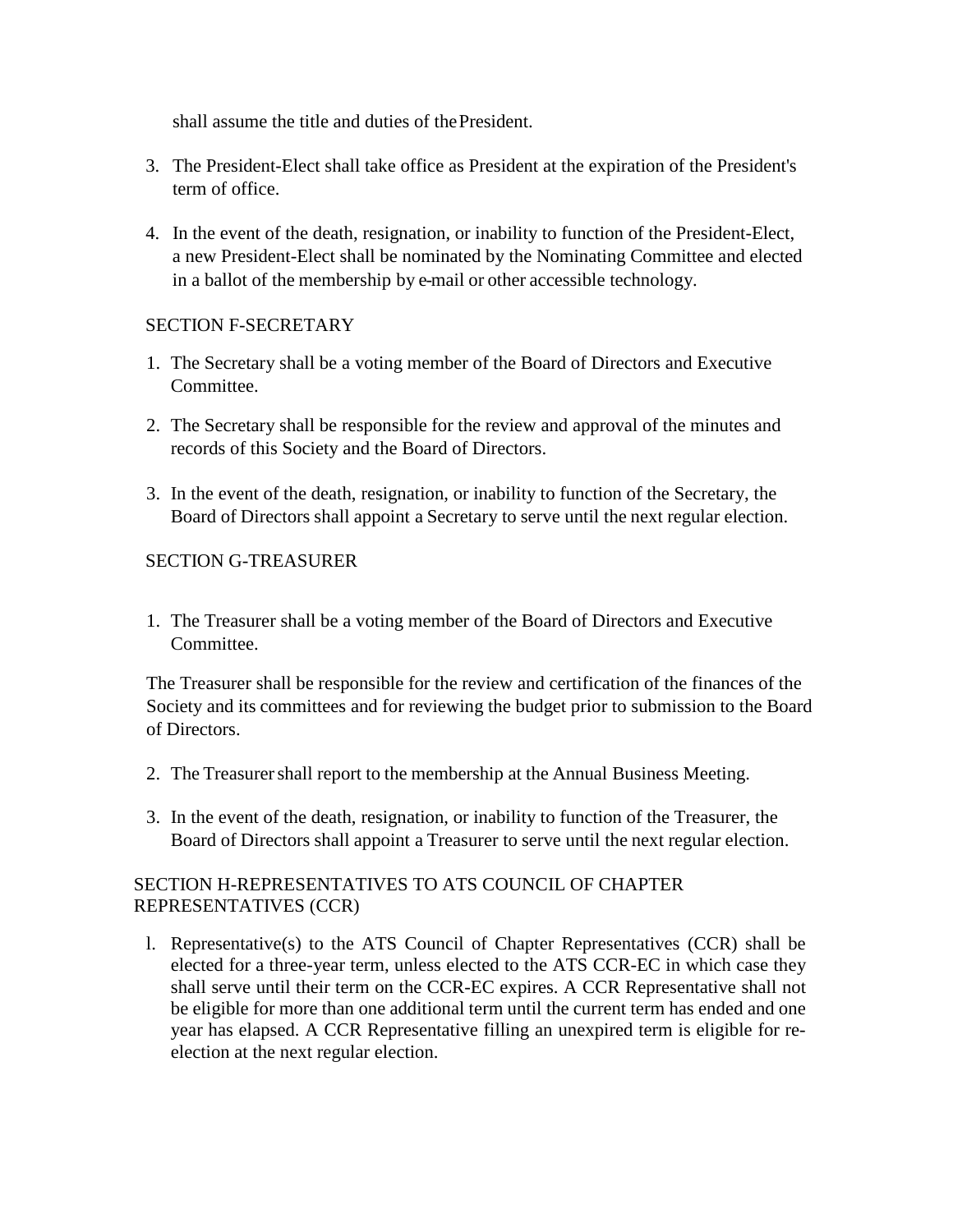shall assume the title and duties of the President.

3. The President-Elect shall take office as President at the expiration of the President's term of office.

4. In the event of the death, resignation, or inability to function of the President-Elect, a new President-Elect shall be nominated by the Nominating Committee and elected in a ballot of the membership by e-mail or other accessible technology.

SECTION F-SECRETARY

1. The Secretary shall be a voting member of the Board of Directors and Executive Committee.

2. The Secretary shall be responsible for the review and approval of the minutes and records of this Society and the Board of Directors.

3. In the event of the death, resignation, or inability to function of the Secretary, the Board of Directors shall appoint a Secretary to serve until the next regular election.

SECTION G-TREASURER

1. The Treasurer shall be a voting member of the Board of Directors and Executive Committee.

The Treasurer shall be responsible for the review and certification of the finances of the Society and its committees and for reviewing the budget prior to submission to the Board of Directors.

2. The Treasurer shall report to the membership at the Annual Business Meeting.

3. In the event of the death, resignation, or inability to function of the Treasurer, the Board of Directors shall appoint a Treasurer to serve until the next regular election.

SECTION H-REPRESENTATIVES TO ATS COUNCIL OF CHAPTER REPRESENTATIVES (CCR)

l. Representative(s) to the ATS Council of Chapter Representatives (CCR) shall be elected for a three-year term, unless elected to the ATS CCR-EC in which case they shall serve until their term on the CCR-EC expires. A CCR Representative shall not be eligible for more than one additional term until the current term has ended and one year has elapsed. A CCR Representative filling an unexpired term is eligible for re-election at the next regular election.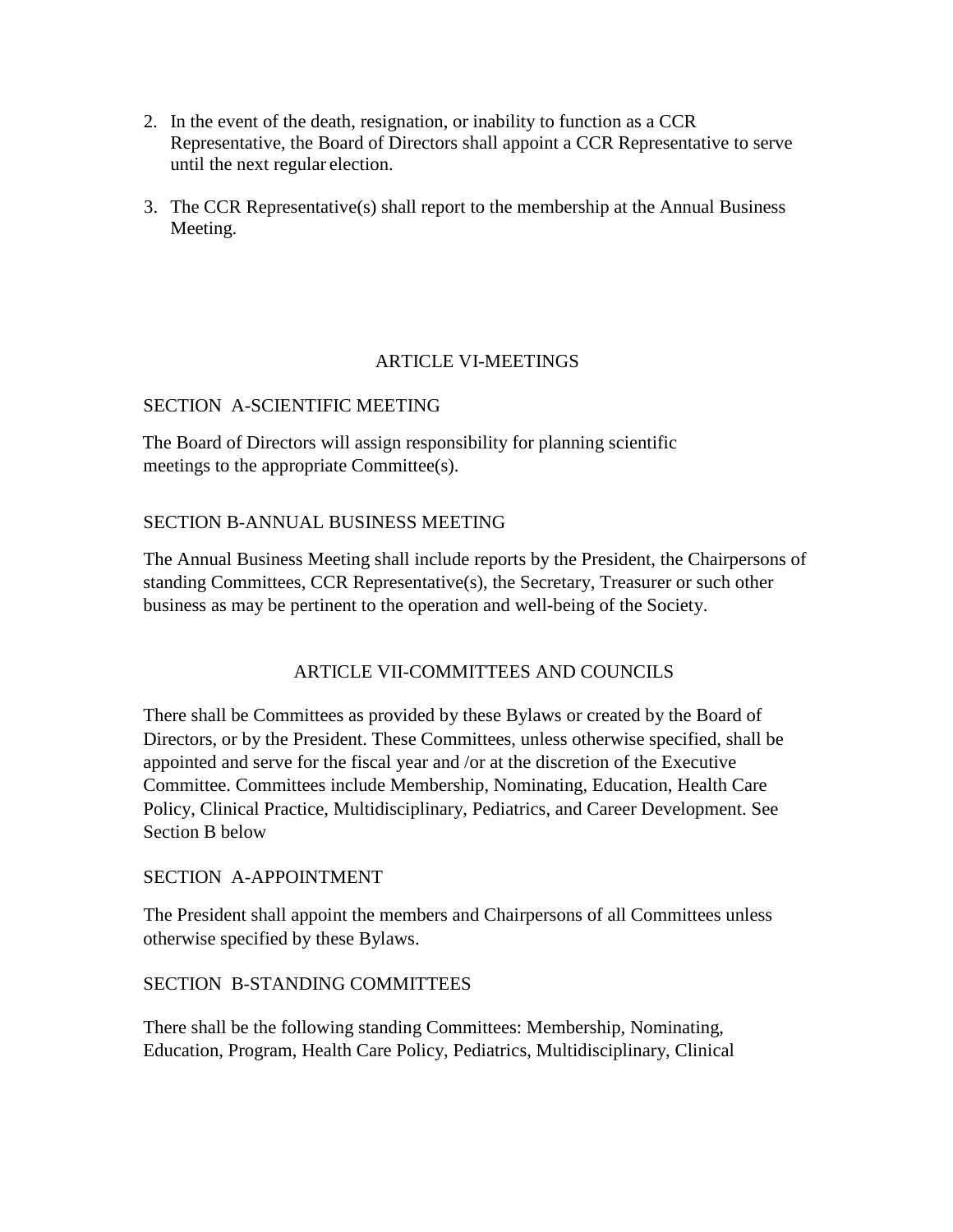2. In the event of the death, resignation, or inability to function as a CCR Representative, the Board of Directors shall appoint a CCR Representative to serve until the next regular election.

3. The CCR Representative(s) shall report to the membership at the Annual Business Meeting.

## ARTICLE VI-MEETINGS

### SECTION A-SCIENTIFIC MEETING

The Board of Directors will assign responsibility for planning scientific meetings to the appropriate Committee(s).

### SECTION B-ANNUAL BUSINESS MEETING

The Annual Business Meeting shall include reports by the President, the Chairpersons of standing Committees, CCR Representative(s), the Secretary, Treasurer or such other business as may be pertinent to the operation and well-being of the Society.

## ARTICLE VII-COMMITTEES AND COUNCILS

There shall be Committees as provided by these Bylaws or created by the Board of Directors, or by the President. These Committees, unless otherwise specified, shall be appointed and serve for the fiscal year and /or at the discretion of the Executive Committee. Committees include Membership, Nominating, Education, Health Care Policy, Clinical Practice, Multidisciplinary, Pediatrics, and Career Development. See Section B below

### SECTION A-APPOINTMENT

The President shall appoint the members and Chairpersons of all Committees unless otherwise specified by these Bylaws.

### SECTION B-STANDING COMMITTEES

There shall be the following standing Committees: Membership, Nominating, Education, Program, Health Care Policy, Pediatrics, Multidisciplinary, Clinical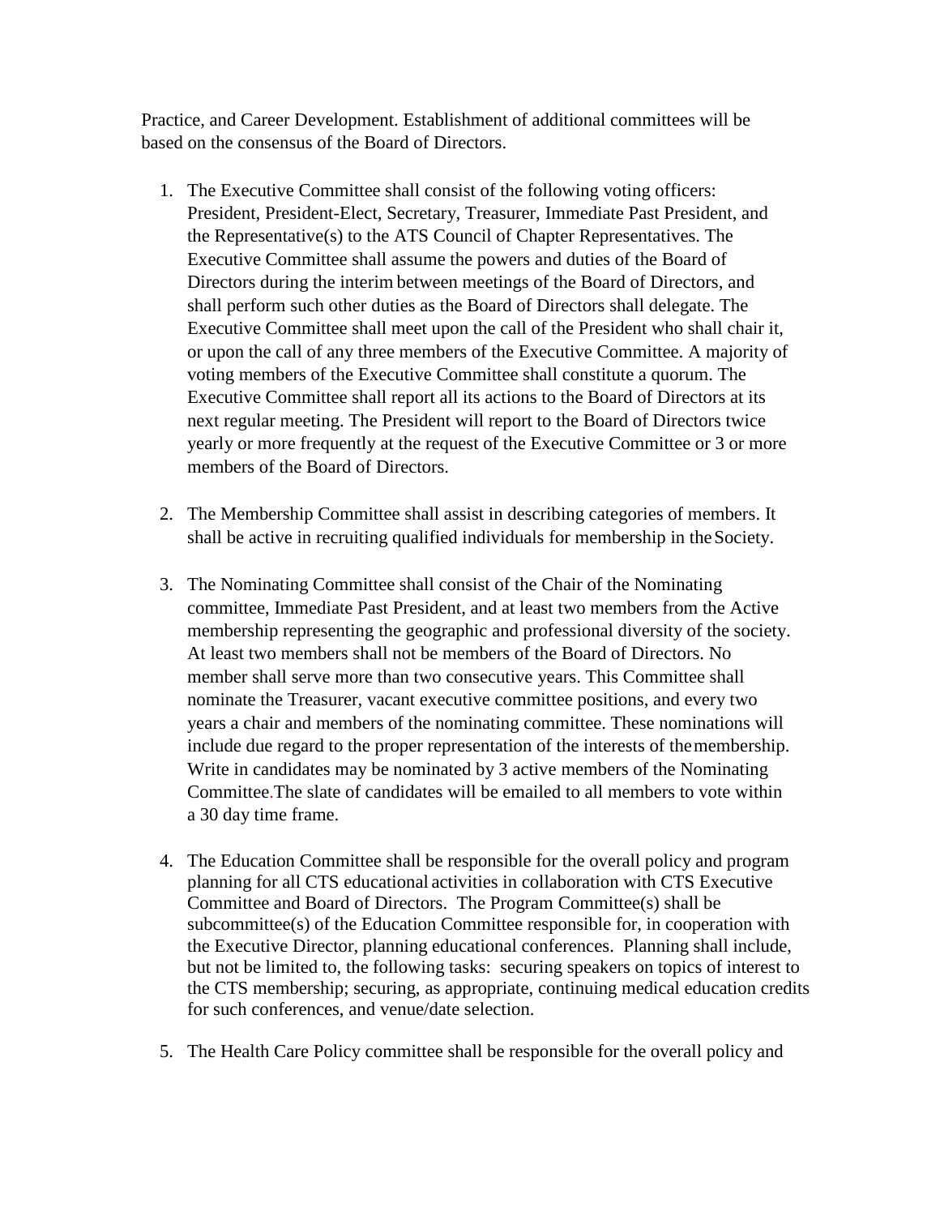Practice, and Career Development. Establishment of additional committees will be based on the consensus of the Board of Directors.

1. The Executive Committee shall consist of the following voting officers: President, President-Elect, Secretary, Treasurer, Immediate Past President, and the Representative(s) to the ATS Council of Chapter Representatives. The Executive Committee shall assume the powers and duties of the Board of Directors during the interim between meetings of the Board of Directors, and shall perform such other duties as the Board of Directors shall delegate. The Executive Committee shall meet upon the call of the President who shall chair it, or upon the call of any three members of the Executive Committee. A majority of voting members of the Executive Committee shall constitute a quorum. The Executive Committee shall report all its actions to the Board of Directors at its next regular meeting. The President will report to the Board of Directors twice yearly or more frequently at the request of the Executive Committee or 3 or more members of the Board of Directors.

2. The Membership Committee shall assist in describing categories of members. It shall be active in recruiting qualified individuals for membership in the Society.

3. The Nominating Committee shall consist of the Chair of the Nominating committee, Immediate Past President, and at least two members from the Active membership representing the geographic and professional diversity of the society. At least two members shall not be members of the Board of Directors. No member shall serve more than two consecutive years. This Committee shall nominate the Treasurer, vacant executive committee positions, and every two years a chair and members of the nominating committee. These nominations will include due regard to the proper representation of the interests of the membership. Write in candidates may be nominated by 3 active members of the Nominating Committee. The slate of candidates will be emailed to all members to vote within a 30 day time frame.

4. The Education Committee shall be responsible for the overall policy and program planning for all CTS educational activities in collaboration with CTS Executive Committee and Board of Directors. The Program Committee(s) shall be subcommittee(s) of the Education Committee responsible for, in cooperation with the Executive Director, planning educational conferences. Planning shall include, but not be limited to, the following tasks: securing speakers on topics of interest to the CTS membership; securing, as appropriate, continuing medical education credits for such conferences, and venue/date selection.

5. The Health Care Policy committee shall be responsible for the overall policy and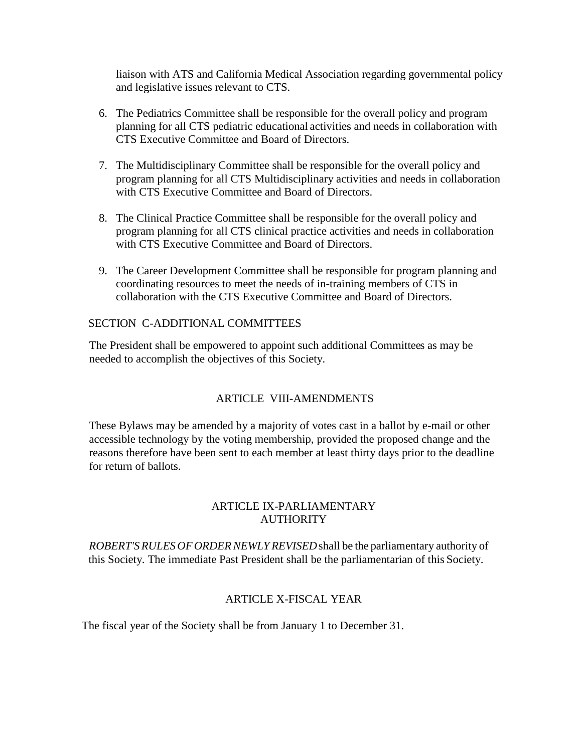liaison with ATS and California Medical Association regarding governmental policy and legislative issues relevant to CTS.

6. The Pediatrics Committee shall be responsible for the overall policy and program planning for all CTS pediatric educational activities and needs in collaboration with CTS Executive Committee and Board of Directors.

7. The Multidisciplinary Committee shall be responsible for the overall policy and program planning for all CTS Multidisciplinary activities and needs in collaboration with CTS Executive Committee and Board of Directors.

8. The Clinical Practice Committee shall be responsible for the overall policy and program planning for all CTS clinical practice activities and needs in collaboration with CTS Executive Committee and Board of Directors.

9. The Career Development Committee shall be responsible for program planning and coordinating resources to meet the needs of in-training members of CTS in collaboration with the CTS Executive Committee and Board of Directors.

SECTION C-ADDITIONAL COMMITTEES

The President shall be empowered to appoint such additional Committees as may be needed to accomplish the objectives of this Society.

## ARTICLE VIII-AMENDMENTS

These Bylaws may be amended by a majority of votes cast in a ballot by e-mail or other accessible technology by the voting membership, provided the proposed change and the reasons therefore have been sent to each member at least thirty days prior to the deadline for return of ballots.

## ARTICLE IX-PARLIAMENTARY AUTHORITY

*ROBERT'S RULES OF ORDER NEWLY REVISED* shall be the parliamentary authority of this Society. The immediate Past President shall be the parliamentarian of this Society.

## ARTICLE X-FISCAL YEAR

The fiscal year of the Society shall be from January 1 to December 31.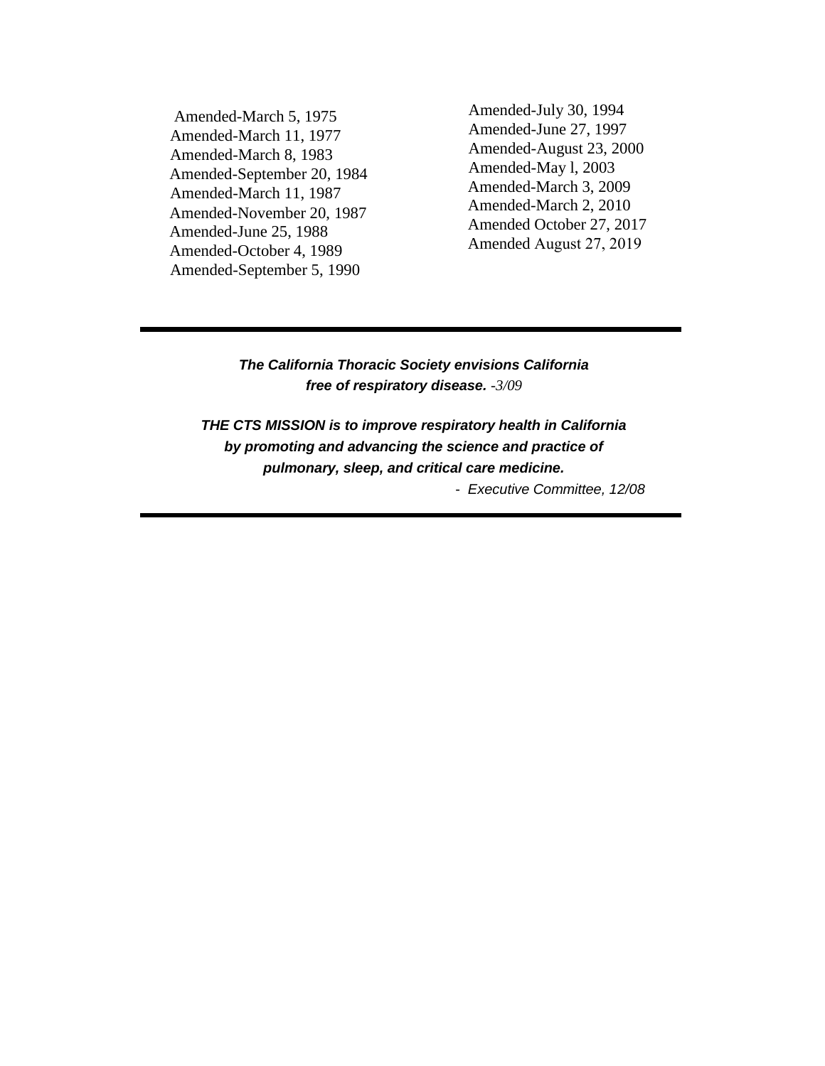Amended-March 5, 1975
Amended-March 11, 1977
Amended-March 8, 1983
Amended-September 20, 1984
Amended-March 11, 1987
Amended-November 20, 1987
Amended-June 25, 1988
Amended-October 4, 1989
Amended-September 5, 1990
Amended-July 30, 1994
Amended-June 27, 1997
Amended-August 23, 2000
Amended-May l, 2003
Amended-March 3, 2009
Amended-March 2, 2010
Amended October 27, 2017
Amended August 27, 2019

---

***The California Thoracic Society envisions California free of respiratory disease.*** *-3/09*

***THE CTS MISSION is to improve respiratory health in California by promoting and advancing the science and practice of pulmonary, sleep, and critical care medicine.***

*- Executive Committee, 12/08*

---